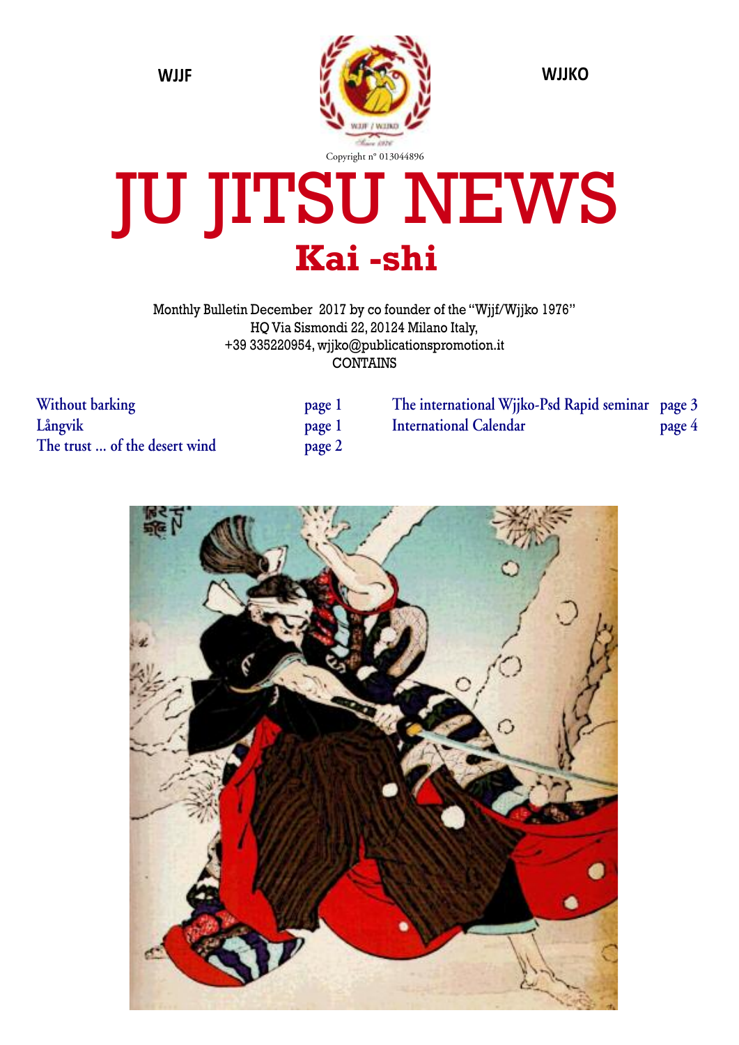WJJF

WJJKO

Copyright n° 013044896

# JU JITSU NEWS

## Kai -shi

Monthly Bulletin December 2017 by co founder of the "Wjjf/Wjjko 1976"
HQ Via Sismondi 22, 20124 Milano Italy,
+39 335220954, wjjko@publicationspromotion.it
CONTAINS

| | |
|---|---|
| Without barking | page 1 |
| Långvik | page 1 |
| The trust ... of the desert wind | page 2 |
| The international Wjjko-Psd Rapid seminar | page 3 |
| International Calendar | page 4 |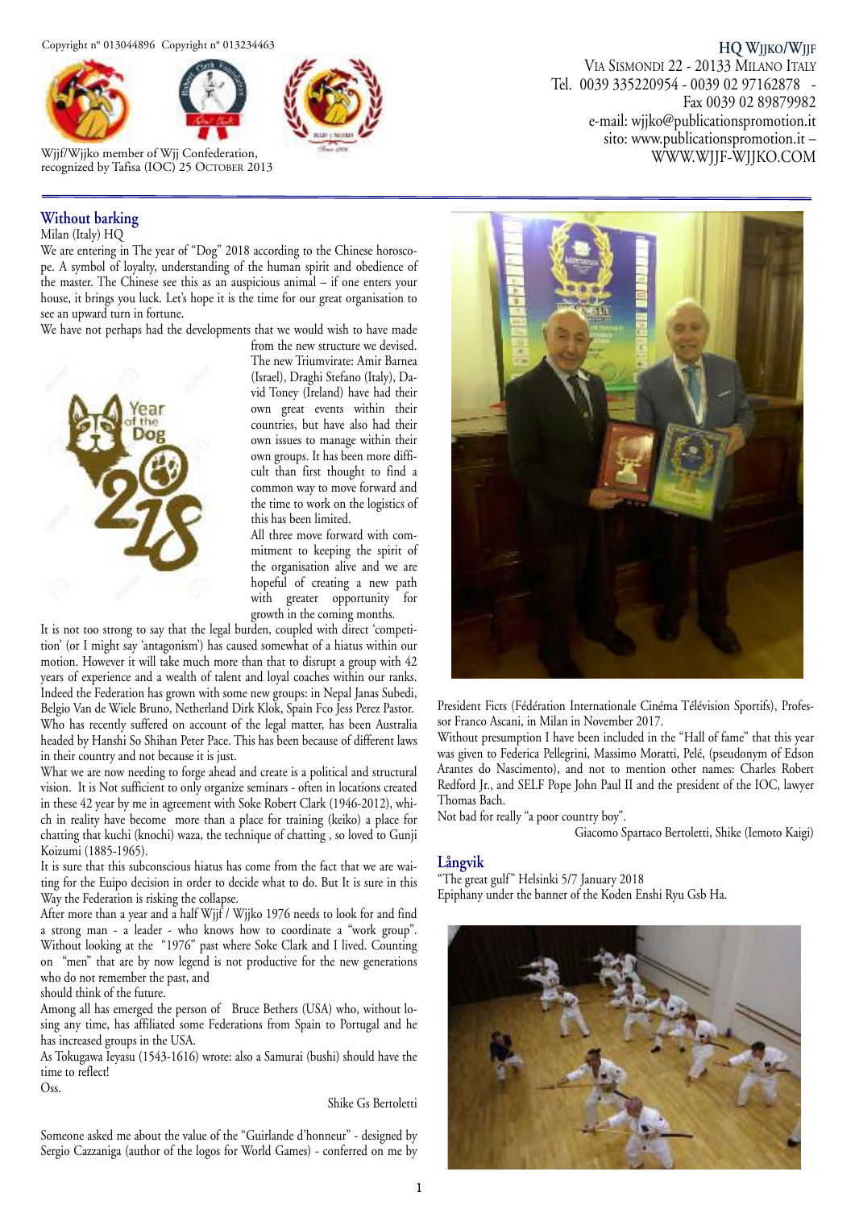Copyright n° 013044896 Copyright n° 013234463

Wjjf/Wjjko member of Wjj Confederation, recognized by Tafisa (IOC) 25 October 2013

**HQ Wjjko/Wjjf**
Via Sismondi 22 - 20133 Milano Italy
Tel. 0039 335220954 - 0039 02 97162878 - Fax 0039 02 89879982
e-mail: wjjko@publicationspromotion.it
sito: www.publicationspromotion.it – WWW.WJJF-WJJKO.COM

## Without barking

Milan (Italy) HQ

We are entering in The year of "Dog" 2018 according to the Chinese horoscope. A symbol of loyalty, understanding of the human spirit and obedience of the master. The Chinese see this as an auspicious animal – if one enters your house, it brings you luck. Let's hope it is the time for our great organisation to see an upward turn in fortune.

We have not perhaps had the developments that we would wish to have made from the new structure we devised. The new Triumvirate: Amir Barnea (Israel), Draghi Stefano (Italy), David Toney (Ireland) have had their own great events within their countries, but have also had their own issues to manage within their own groups. It has been more difficult than first thought to find a common way to move forward and the time to work on the logistics of this has been limited.

All three move forward with commitment to keeping the spirit of the organisation alive and we are hopeful of creating a new path with greater opportunity for growth in the coming months.

It is not too strong to say that the legal burden, coupled with direct 'competition' (or I might say 'antagonism') has caused somewhat of a hiatus within our motion. However it will take much more than that to disrupt a group with 42 years of experience and a wealth of talent and loyal coaches within our ranks. Indeed the Federation has grown with some new groups: in Nepal Janas Subedi, Belgio Van de Wiele Bruno, Netherland Dirk Klok, Spain Fco Jess Perez Pastor. Who has recently suffered on account of the legal matter, has been Australia headed by Hanshi So Shihan Peter Pace. This has been because of different laws in their country and not because it is just.

What we are now needing to forge ahead and create is a political and structural vision. It is Not sufficient to only organize seminars - often in locations created in these 42 year by me in agreement with Soke Robert Clark (1946-2012), which in reality have become more than a place for training (keiko) a place for chatting that kuchi (knochi) waza, the technique of chatting , so loved to Gunji Koizumi (1885-1965).

It is sure that this subconscious hiatus has come from the fact that we are waiting for the Euipo decision in order to decide what to do. But It is sure in this Way the Federation is risking the collapse.

After more than a year and a half Wjjf / Wjjko 1976 needs to look for and find a strong man - a leader - who knows how to coordinate a "work group". Without looking at the "1976" past where Soke Clark and I lived. Counting on "men" that are by now legend is not productive for the new generations who do not remember the past, and should think of the future.

Among all has emerged the person of Bruce Bethers (USA) who, without losing any time, has affiliated some Federations from Spain to Portugal and he has increased groups in the USA.

As Tokugawa Ieyasu (1543-1616) wrote: also a Samurai (bushi) should have the time to reflect!

Oss.

Shike Gs Bertoletti

Someone asked me about the value of the "Guirlande d'honneur" - designed by Sergio Cazzaniga (author of the logos for World Games) - conferred on me by President Ficts (Fédération Internationale Cinéma Télévision Sportifs), Professor Franco Ascani, in Milan in November 2017.

Without presumption I have been included in the "Hall of fame" that this year was given to Federica Pellegrini, Massimo Moratti, Pelé, (pseudonym of Edson Arantes do Nascimento), and not to mention other names: Charles Robert Redford Jr., and SELF Pope John Paul II and the president of the IOC, lawyer Thomas Bach.

Not bad for really "a poor country boy".

Giacomo Spartaco Bertoletti, Shike (Iemoto Kaigi)

## Långvik

"The great gulf" Helsinki 5/7 January 2018

Epiphany under the banner of the Koden Enshi Ryu Gsb Ha.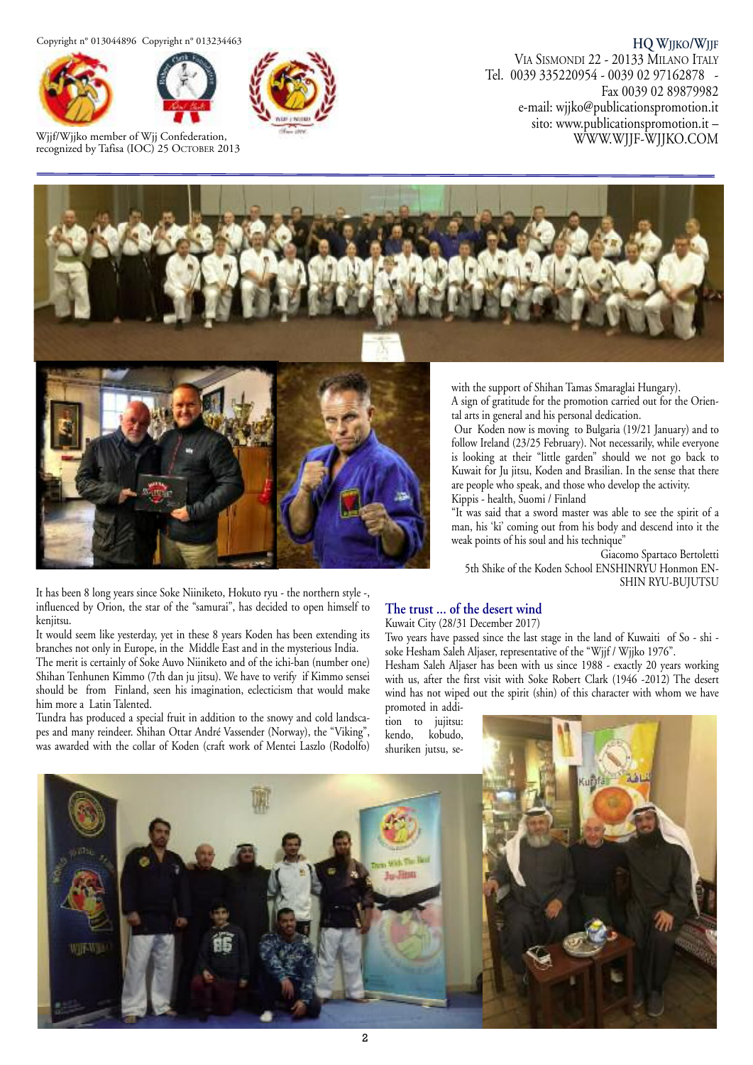Copyright n° 013044896 Copyright n° 013234463

Wjjf/Wjjko member of Wjj Confederation, recognized by Tafisa (IOC) 25 October 2013

HQ Wjjko/Wjjf
Via Sismondi 22 - 20133 Milano Italy
Tel. 0039 335220954 - 0039 02 97162878 - Fax 0039 02 89879982
e-mail: wjjko@publicationspromotion.it
sito: www.publicationspromotion.it – WWW.WJJF-WJJKO.COM

It has been 8 long years since Soke Niiniketo, Hokuto ryu - the northern style -, influenced by Orion, the star of the "samurai", has decided to open himself to kenjitsu.

It would seem like yesterday, yet in these 8 years Koden has been extending its branches not only in Europe, in the Middle East and in the mysterious India.

The merit is certainly of Soke Auvo Niiniketo and of the ichi-ban (number one) Shihan Tenhunen Kimmo (7th dan ju jitsu). We have to verify if Kimmo sensei should be from Finland, seen his imagination, eclecticism that would make him more a Latin Talented.

Tundra has produced a special fruit in addition to the snowy and cold landscapes and many reindeer. Shihan Ottar André Vassender (Norway), the "Viking", was awarded with the collar of Koden (craft work of Mentei Laszlo (Rodolfo) with the support of Shihan Tamas Smaraglai Hungary).

A sign of gratitude for the promotion carried out for the Oriental arts in general and his personal dedication.

Our Koden now is moving to Bulgaria (19/21 January) and to follow Ireland (23/25 February). Not necessarily, while everyone is looking at their "little garden" should we not go back to Kuwait for Ju jitsu, Koden and Brasilian. In the sense that there are people who speak, and those who develop the activity.

Kippis - health, Suomi / Finland

"It was said that a sword master was able to see the spirit of a man, his 'ki' coming out from his body and descend into it the weak points of his soul and his technique"

Giacomo Spartaco Bertoletti
5th Shike of the Koden School ENSHINRYU Honmon ENSHIN RYU-BUJUTSU

## The trust ... of the desert wind

Kuwait City (28/31 December 2017)

Two years have passed since the last stage in the land of Kuwaiti of So - shi - soke Hesham Saleh Aljaser, representative of the "Wjjf / Wjjko 1976".

Hesham Saleh Aljaser has been with us since 1988 - exactly 20 years working with us, after the first visit with Soke Robert Clark (1946 -2012) The desert wind has not wiped out the spirit (shin) of this character with whom we have promoted in addition to jujitsu: kendo, kobudo, shuriken jutsu, se-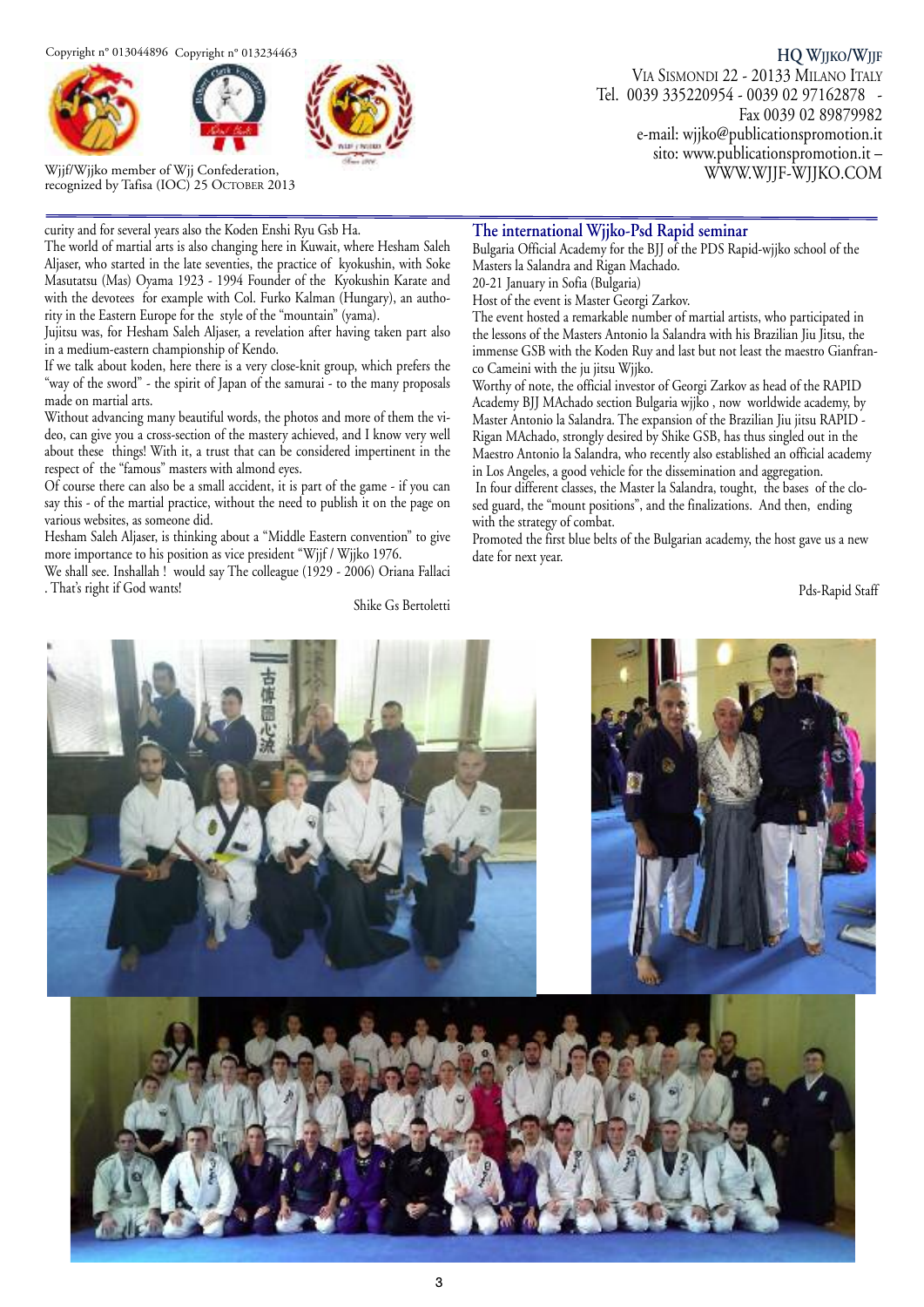curity and for several years also the Koden Enshi Ryu Gsb Ha.

The world of martial arts is also changing here in Kuwait, where Hesham Saleh Aljaser, who started in the late seventies, the practice of kyokushin, with Soke Masutatsu (Mas) Oyama 1923 - 1994 Founder of the Kyokushin Karate and with the devotees for example with Col. Furko Kalman (Hungary), an authority in the Eastern Europe for the style of the "mountain" (yama).

Jujitsu was, for Hesham Saleh Aljaser, a revelation after having taken part also in a medium-eastern championship of Kendo.

If we talk about koden, here there is a very close-knit group, which prefers the "way of the sword" - the spirit of Japan of the samurai - to the many proposals made on martial arts.

Without advancing many beautiful words, the photos and more of them the video, can give you a cross-section of the mastery achieved, and I know very well about these things! With it, a trust that can be considered impertinent in the respect of the "famous" masters with almond eyes.

Of course there can also be a small accident, it is part of the game - if you can say this - of the martial practice, without the need to publish it on the page on various websites, as someone did.

Hesham Saleh Aljaser, is thinking about a "Middle Eastern convention" to give more importance to his position as vice president "Wjjf / Wjjko 1976.

We shall see. Inshallah ! would say The colleague (1929 - 2006) Oriana Fallaci . That's right if God wants!

Shike Gs Bertoletti

## The international Wjjko-Psd Rapid seminar

Bulgaria Official Academy for the BJJ of the PDS Rapid-wjjko school of the Masters la Salandra and Rigan Machado.

20-21 January in Sofia (Bulgaria)

Host of the event is Master Georgi Zarkov.

The event hosted a remarkable number of martial artists, who participated in the lessons of the Masters Antonio la Salandra with his Brazilian Jiu Jitsu, the immense GSB with the Koden Ruy and last but not least the maestro Gianfranco Cameini with the ju jitsu Wjjko.

Worthy of note, the official investor of Georgi Zarkov as head of the RAPID Academy BJJ MAchado section Bulgaria wjjko , now worldwide academy, by Master Antonio la Salandra. The expansion of the Brazilian Jiu jitsu RAPID - Rigan MAchado, strongly desired by Shike GSB, has thus singled out in the Maestro Antonio la Salandra, who recently also established an official academy in Los Angeles, a good vehicle for the dissemination and aggregation.

In four different classes, the Master la Salandra, tought, the bases of the closed guard, the "mount positions", and the finalizations. And then, ending with the strategy of combat.

Promoted the first blue belts of the Bulgarian academy, the host gave us a new date for next year.

Pds-Rapid Staff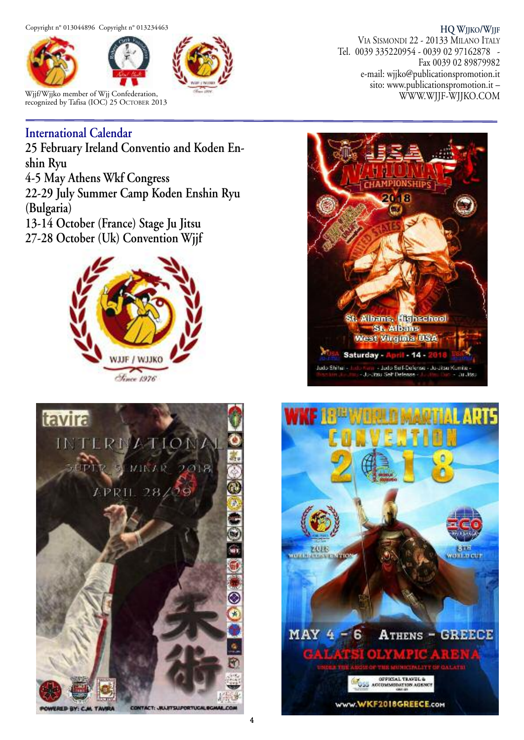Copyright n° 013044896 Copyright n° 013234463

Wjjf/Wjjko member of Wjj Confederation, recognized by Tafisa (IOC) 25 October 2013

HQ Wjjko/Wjjf
Via Sismondi 22 - 20133 Milano Italy
Tel. 0039 335220954 - 0039 02 97162878 -
Fax 0039 02 89879982
e-mail: wjjko@publicationspromotion.it
sito: www.publicationspromotion.it –
WWW.WJJF-WJJKO.COM

## International Calendar

**25 February Ireland Conventio and Koden Enshin Ryu**
**4-5 May Athens Wkf Congress**
**22-29 July Summer Camp Koden Enshin Ryu (Bulgaria)**
**13-14 October (France) Stage Ju Jitsu**
**27-28 October (Uk) Convention Wjjf**